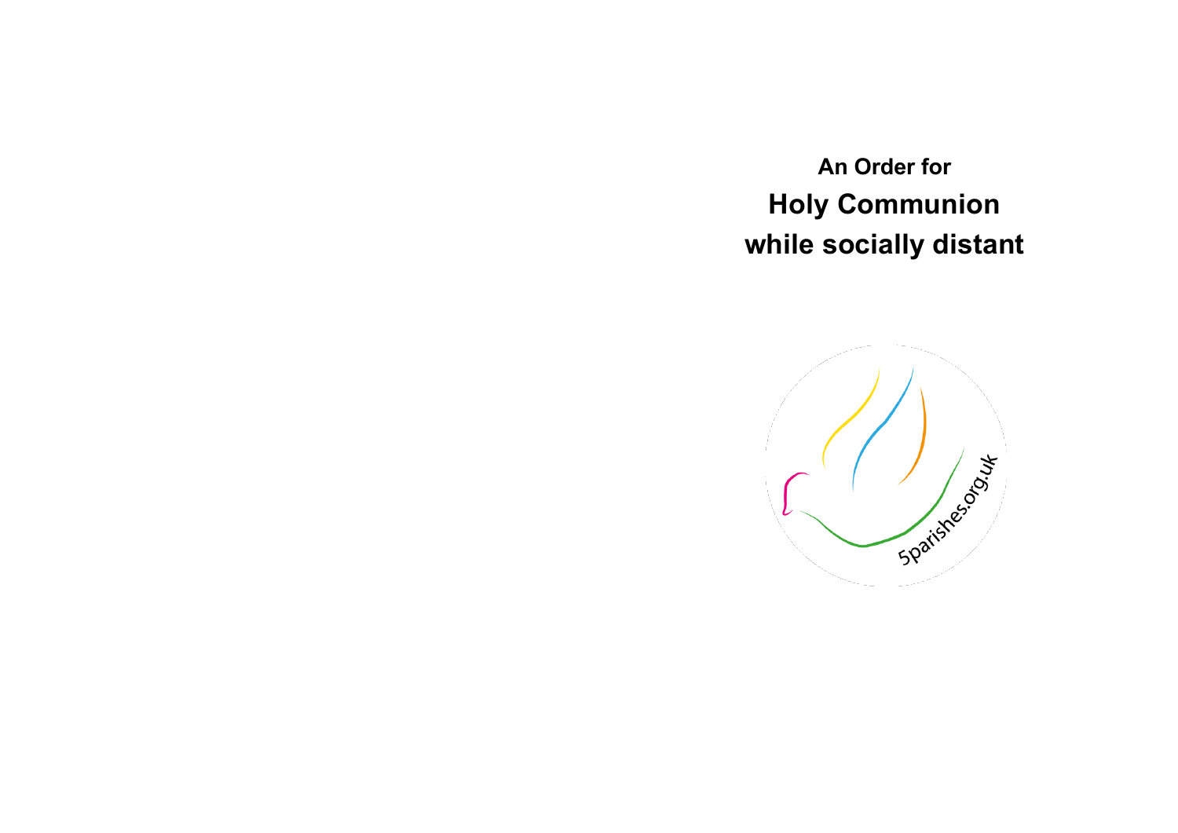**An Order for**

# Holy Communion while socially distant

5parishes.org.uk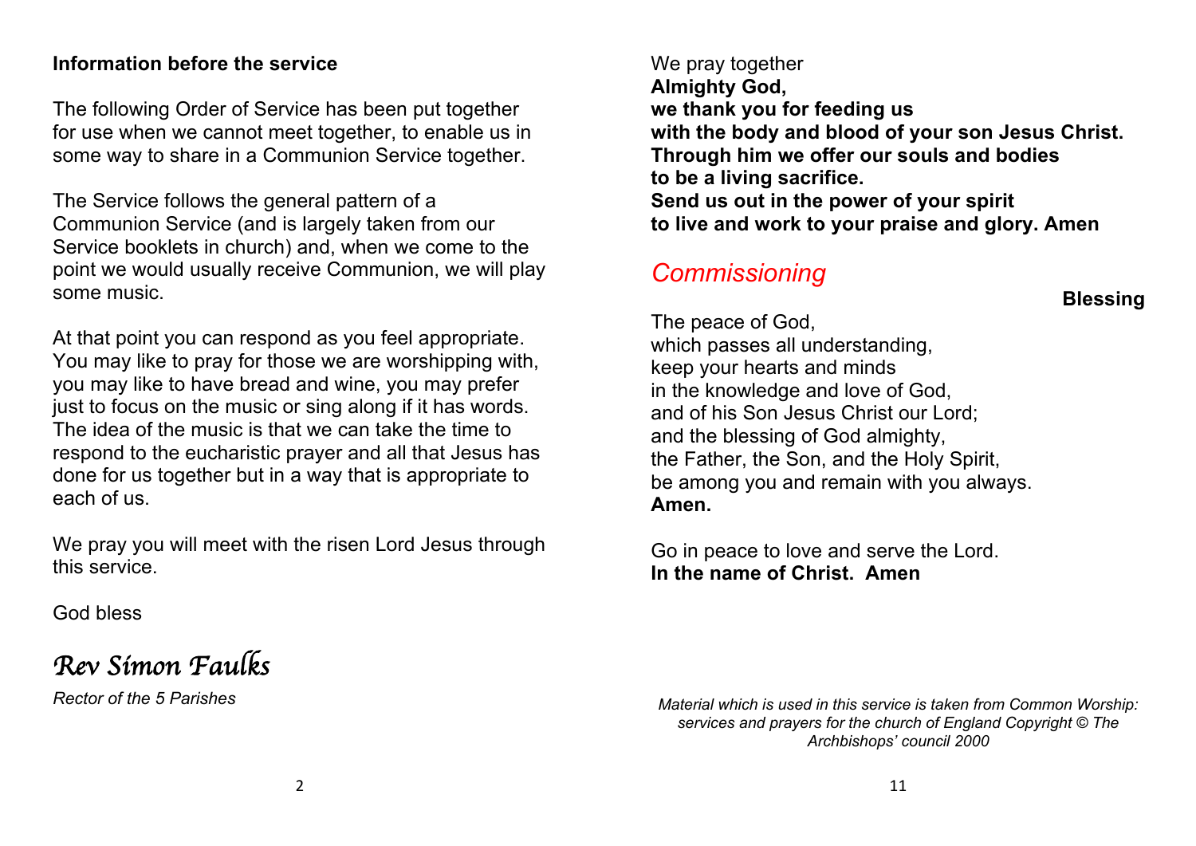**Information before the service**

The following Order of Service has been put together for use when we cannot meet together, to enable us in some way to share in a Communion Service together.

The Service follows the general pattern of a Communion Service (and is largely taken from our Service booklets in church) and, when we come to the point we would usually receive Communion, we will play some music.

At that point you can respond as you feel appropriate. You may like to pray for those we are worshipping with, you may like to have bread and wine, you may prefer just to focus on the music or sing along if it has words. The idea of the music is that we can take the time to respond to the eucharistic prayer and all that Jesus has done for us together but in a way that is appropriate to each of us.

We pray you will meet with the risen Lord Jesus through this service.

God bless

*Rev Simon Faulks*

*Rector of the 5 Parishes*

We pray together
**Almighty God,**
**we thank you for feeding us**
**with the body and blood of your son Jesus Christ.**
**Through him we offer our souls and bodies**
**to be a living sacrifice.**
**Send us out in the power of your spirit**
**to live and work to your praise and glory. Amen**

## *Commissioning*

**Blessing**

The peace of God,
which passes all understanding,
keep your hearts and minds
in the knowledge and love of God,
and of his Son Jesus Christ our Lord;
and the blessing of God almighty,
the Father, the Son, and the Holy Spirit,
be among you and remain with you always.
**Amen.**

Go in peace to love and serve the Lord.
**In the name of Christ. Amen**

*Material which is used in this service is taken from Common Worship: services and prayers for the church of England Copyright © The Archbishops' council 2000*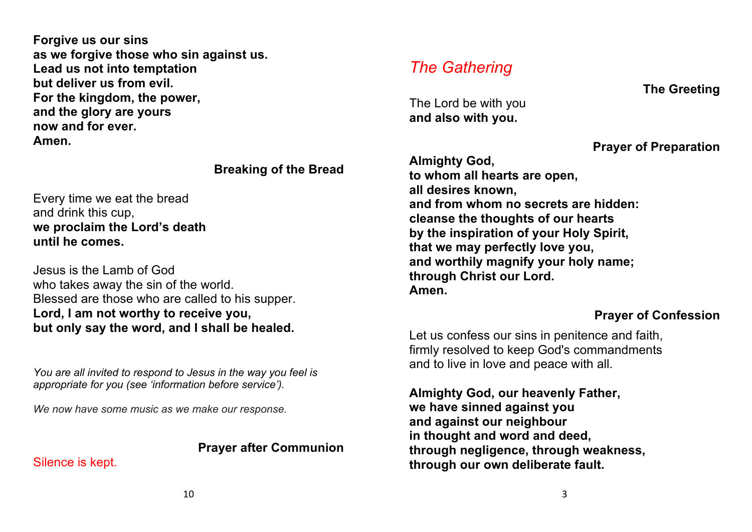**Forgive us our sins**
**as we forgive those who sin against us.**
**Lead us not into temptation**
**but deliver us from evil.**
**For the kingdom, the power,**
**and the glory are yours**
**now and for ever.**
**Amen.**

### Breaking of the Bread

Every time we eat the bread
and drink this cup,
**we proclaim the Lord's death**
**until he comes.**

Jesus is the Lamb of God
who takes away the sin of the world.
Blessed are those who are called to his supper.
**Lord, I am not worthy to receive you,**
**but only say the word, and I shall be healed.**

*You are all invited to respond to Jesus in the way you feel is appropriate for you (see 'information before service').*

*We now have some music as we make our response.*

### Prayer after Communion

Silence is kept.

## *The Gathering*

### The Greeting

The Lord be with you
**and also with you.**

### Prayer of Preparation

**Almighty God,**
**to whom all hearts are open,**
**all desires known,**
**and from whom no secrets are hidden:**
**cleanse the thoughts of our hearts**
**by the inspiration of your Holy Spirit,**
**that we may perfectly love you,**
**and worthily magnify your holy name;**
**through Christ our Lord.**
**Amen.**

### Prayer of Confession

Let us confess our sins in penitence and faith,
firmly resolved to keep God's commandments
and to live in love and peace with all.

**Almighty God, our heavenly Father,**
**we have sinned against you**
**and against our neighbour**
**in thought and word and deed,**
**through negligence, through weakness,**
**through our own deliberate fault.**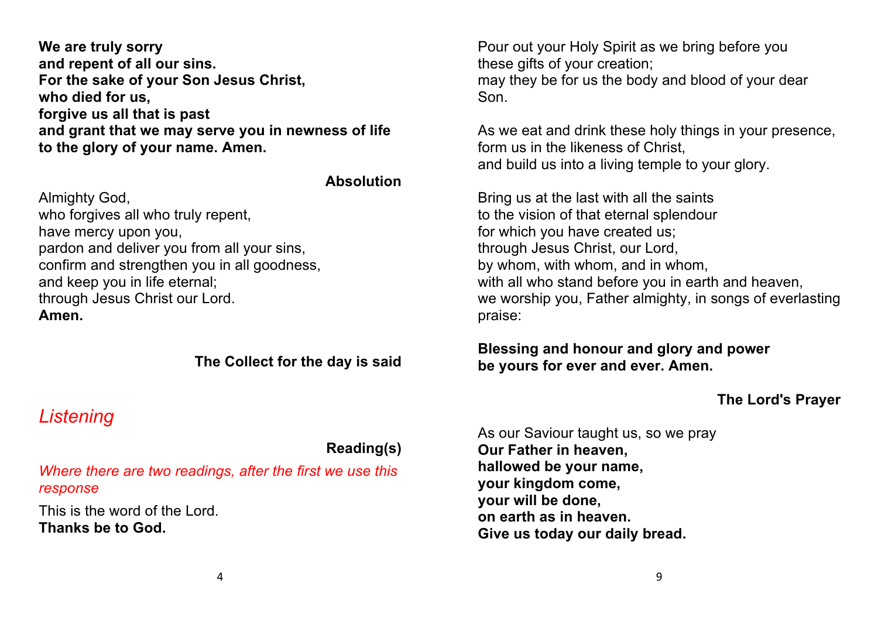**We are truly sorry**
**and repent of all our sins.**
**For the sake of your Son Jesus Christ,**
**who died for us,**
**forgive us all that is past**
**and grant that we may serve you in newness of life**
**to the glory of your name. Amen.**

### Absolution

Almighty God,
who forgives all who truly repent,
have mercy upon you,
pardon and deliver you from all your sins,
confirm and strengthen you in all goodness,
and keep you in life eternal;
through Jesus Christ our Lord.
**Amen.**

### The Collect for the day is said

## *Listening*

### Reading(s)

*Where there are two readings, after the first we use this response*

This is the word of the Lord.
**Thanks be to God.**

Pour out your Holy Spirit as we bring before you
these gifts of your creation;
may they be for us the body and blood of your dear Son.

As we eat and drink these holy things in your presence,
form us in the likeness of Christ,
and build us into a living temple to your glory.

Bring us at the last with all the saints
to the vision of that eternal splendour
for which you have created us;
through Jesus Christ, our Lord,
by whom, with whom, and in whom,
with all who stand before you in earth and heaven,
we worship you, Father almighty, in songs of everlasting praise:

**Blessing and honour and glory and power**
**be yours for ever and ever. Amen.**

### The Lord's Prayer

As our Saviour taught us, so we pray
**Our Father in heaven,**
**hallowed be your name,**
**your kingdom come,**
**your will be done,**
**on earth as in heaven.**
**Give us today our daily bread.**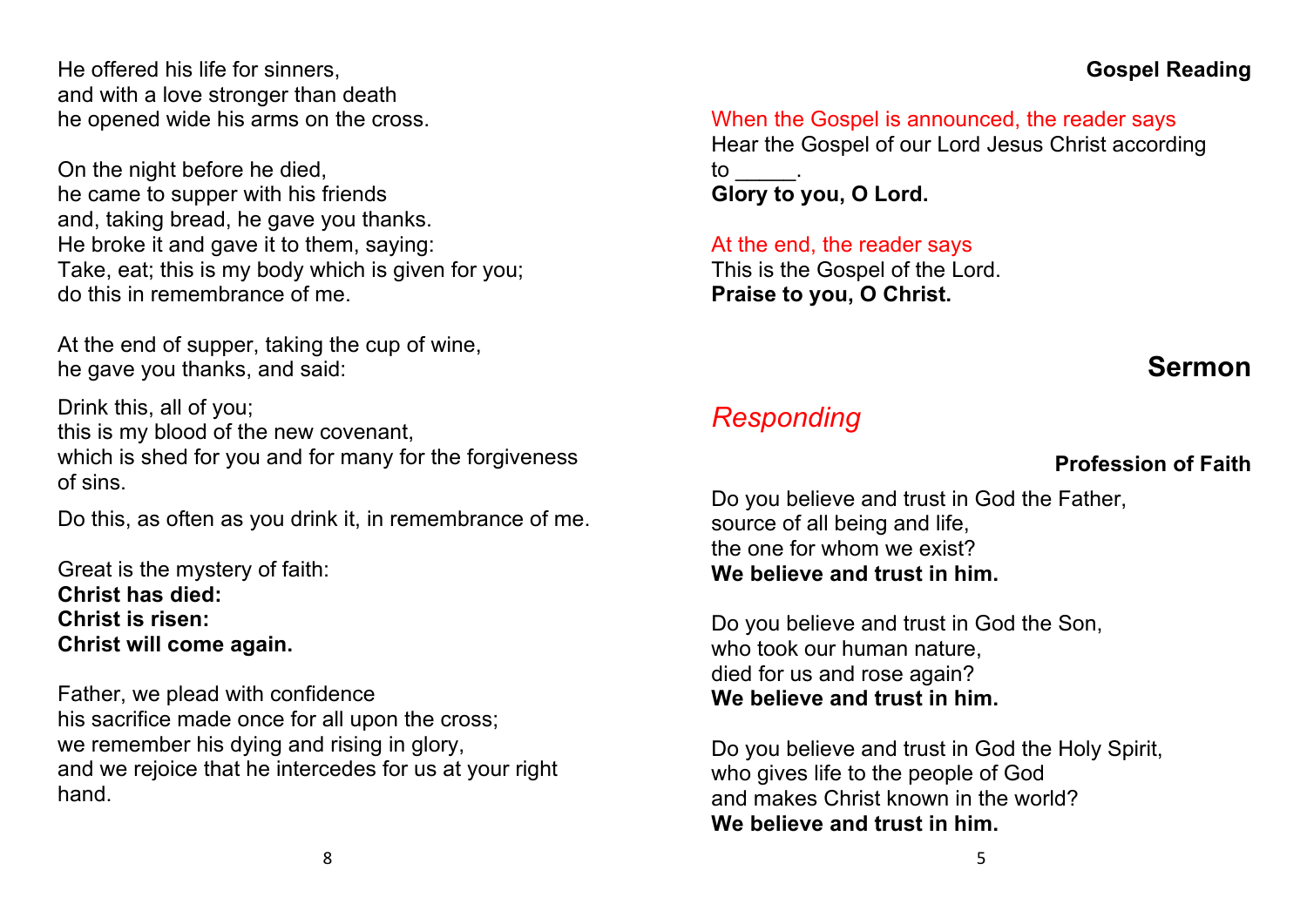He offered his life for sinners,
and with a love stronger than death
he opened wide his arms on the cross.

On the night before he died,
he came to supper with his friends
and, taking bread, he gave you thanks.
He broke it and gave it to them, saying:
Take, eat; this is my body which is given for you;
do this in remembrance of me.

At the end of supper, taking the cup of wine,
he gave you thanks, and said:

Drink this, all of you;
this is my blood of the new covenant,
which is shed for you and for many for the forgiveness of sins.

Do this, as often as you drink it, in remembrance of me.

Great is the mystery of faith:
**Christ has died:**
**Christ is risen:**
**Christ will come again.**

Father, we plead with confidence
his sacrifice made once for all upon the cross;
we remember his dying and rising in glory,
and we rejoice that he intercedes for us at your right hand.

### Gospel Reading

When the Gospel is announced, the reader says
Hear the Gospel of our Lord Jesus Christ according to _____.
**Glory to you, O Lord.**

At the end, the reader says
This is the Gospel of the Lord.
**Praise to you, O Christ.**

## Sermon

## *Responding*

### Profession of Faith

Do you believe and trust in God the Father,
source of all being and life,
the one for whom we exist?
**We believe and trust in him.**

Do you believe and trust in God the Son,
who took our human nature,
died for us and rose again?
**We believe and trust in him.**

Do you believe and trust in God the Holy Spirit,
who gives life to the people of God
and makes Christ known in the world?
**We believe and trust in him.**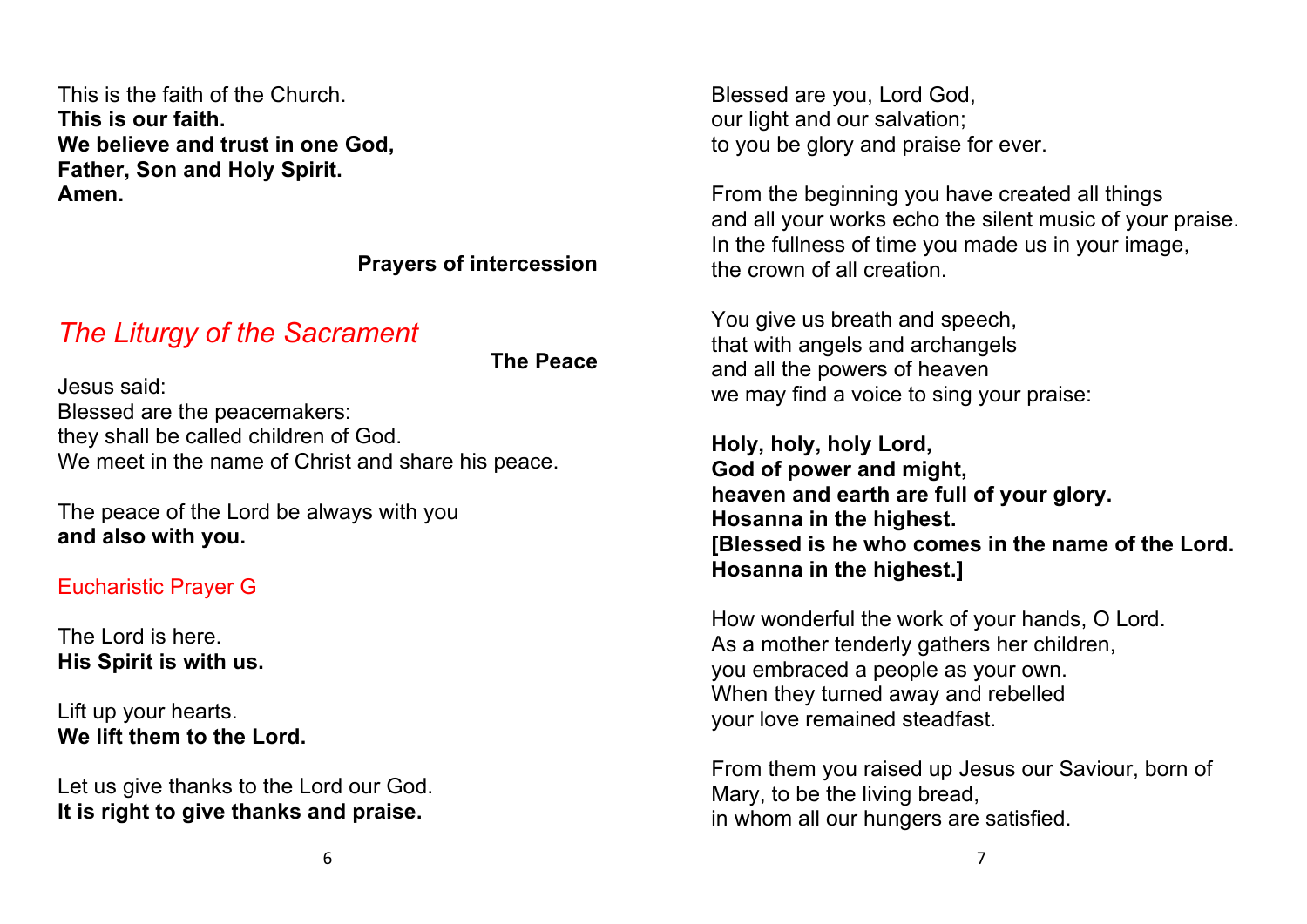This is the faith of the Church.
**This is our faith.**
**We believe and trust in one God,**
**Father, Son and Holy Spirit.**
**Amen.**

**Prayers of intercession**

## *The Liturgy of the Sacrament*

**The Peace**

Jesus said:
Blessed are the peacemakers:
they shall be called children of God.
We meet in the name of Christ and share his peace.

The peace of the Lord be always with you
**and also with you.**

### Eucharistic Prayer G

The Lord is here.
**His Spirit is with us.**

Lift up your hearts.
**We lift them to the Lord.**

Let us give thanks to the Lord our God.
**It is right to give thanks and praise.**

Blessed are you, Lord God,
our light and our salvation;
to you be glory and praise for ever.

From the beginning you have created all things
and all your works echo the silent music of your praise.
In the fullness of time you made us in your image,
the crown of all creation.

You give us breath and speech,
that with angels and archangels
and all the powers of heaven
we may find a voice to sing your praise:

**Holy, holy, holy Lord,**
**God of power and might,**
**heaven and earth are full of your glory.**
**Hosanna in the highest.**
**[Blessed is he who comes in the name of the Lord.**
**Hosanna in the highest.]**

How wonderful the work of your hands, O Lord.
As a mother tenderly gathers her children,
you embraced a people as your own.
When they turned away and rebelled
your love remained steadfast.

From them you raised up Jesus our Saviour, born of Mary, to be the living bread,
in whom all our hungers are satisfied.